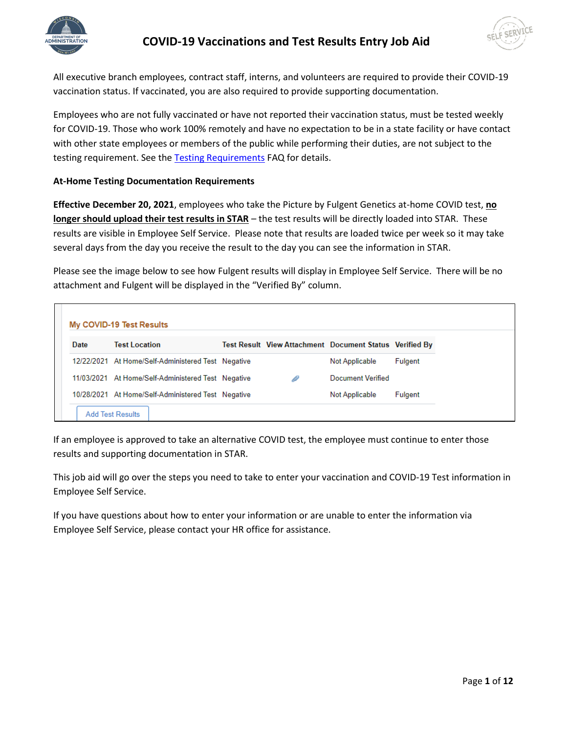# COVID-19 Vaccinations and Test Results Entry Job Aid

All executive branch employees, contract staff, interns, and volunteers are required to provide their COVID-19 vaccination status. If vaccinated, you are also required to provide supporting documentation.

Employees who are not fully vaccinated or have not reported their vaccination status, must be tested weekly for COVID-19. Those who work 100% remotely and have no expectation to be in a state facility or have contact with other state employees or members of the public while performing their duties, are not subject to the testing requirement. See the Testing Requirements FAQ for details.

**At-Home Testing Documentation Requirements**

**Effective December 20, 2021**, employees who take the Picture by Fulgent Genetics at-home COVID test, **no longer should upload their test results in STAR** – the test results will be directly loaded into STAR. These results are visible in Employee Self Service. Please note that results are loaded twice per week so it may take several days from the day you receive the result to the day you can see the information in STAR.

Please see the image below to see how Fulgent results will display in Employee Self Service. There will be no attachment and Fulgent will be displayed in the "Verified By" column.

**My COVID-19 Test Results**

| Date | Test Location | Test Result | View Attachment | Document Status | Verified By |
|---|---|---|---|---|---|
| 12/22/2021 | At Home/Self-Administered Test | Negative | | Not Applicable | Fulgent |
| 11/03/2021 | At Home/Self-Administered Test | Negative | 📎 | Document Verified | |
| 10/28/2021 | At Home/Self-Administered Test | Negative | | Not Applicable | Fulgent |

Add Test Results

If an employee is approved to take an alternative COVID test, the employee must continue to enter those results and supporting documentation in STAR.

This job aid will go over the steps you need to take to enter your vaccination and COVID-19 Test information in Employee Self Service.

If you have questions about how to enter your information or are unable to enter the information via Employee Self Service, please contact your HR office for assistance.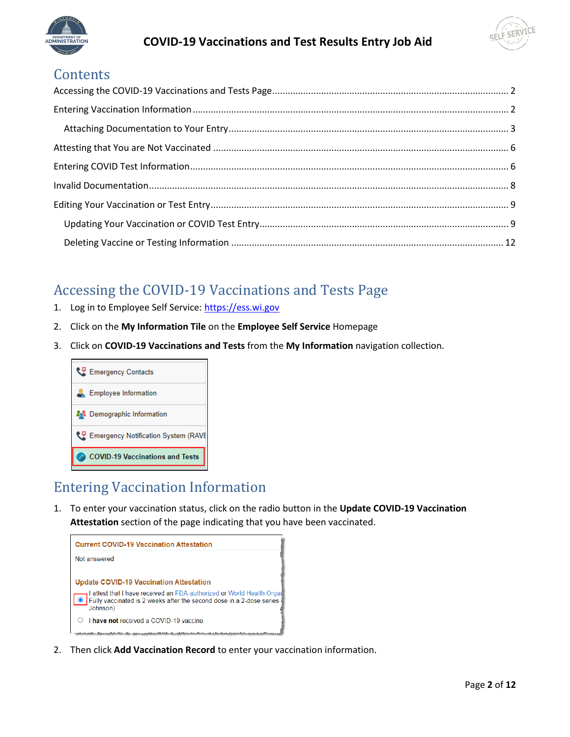# Contents

Accessing the COVID-19 Vaccinations and Tests Page ........ 2

Entering Vaccination Information ........ 2

  Attaching Documentation to Your Entry ........ 3

Attesting that You are Not Vaccinated ........ 6

Entering COVID Test Information ........ 6

Invalid Documentation ........ 8

Editing Your Vaccination or Test Entry ........ 9

  Updating Your Vaccination or COVID Test Entry ........ 9

  Deleting Vaccine or Testing Information ........ 12

## Accessing the COVID-19 Vaccinations and Tests Page

1. Log in to Employee Self Service: https://ess.wi.gov
2. Click on the **My Information Tile** on the **Employee Self Service** Homepage
3. Click on **COVID-19 Vaccinations and Tests** from the **My Information** navigation collection.

## Entering Vaccination Information

1. To enter your vaccination status, click on the radio button in the **Update COVID-19 Vaccination Attestation** section of the page indicating that you have been vaccinated.
2. Then click **Add Vaccination Record** to enter your vaccination information.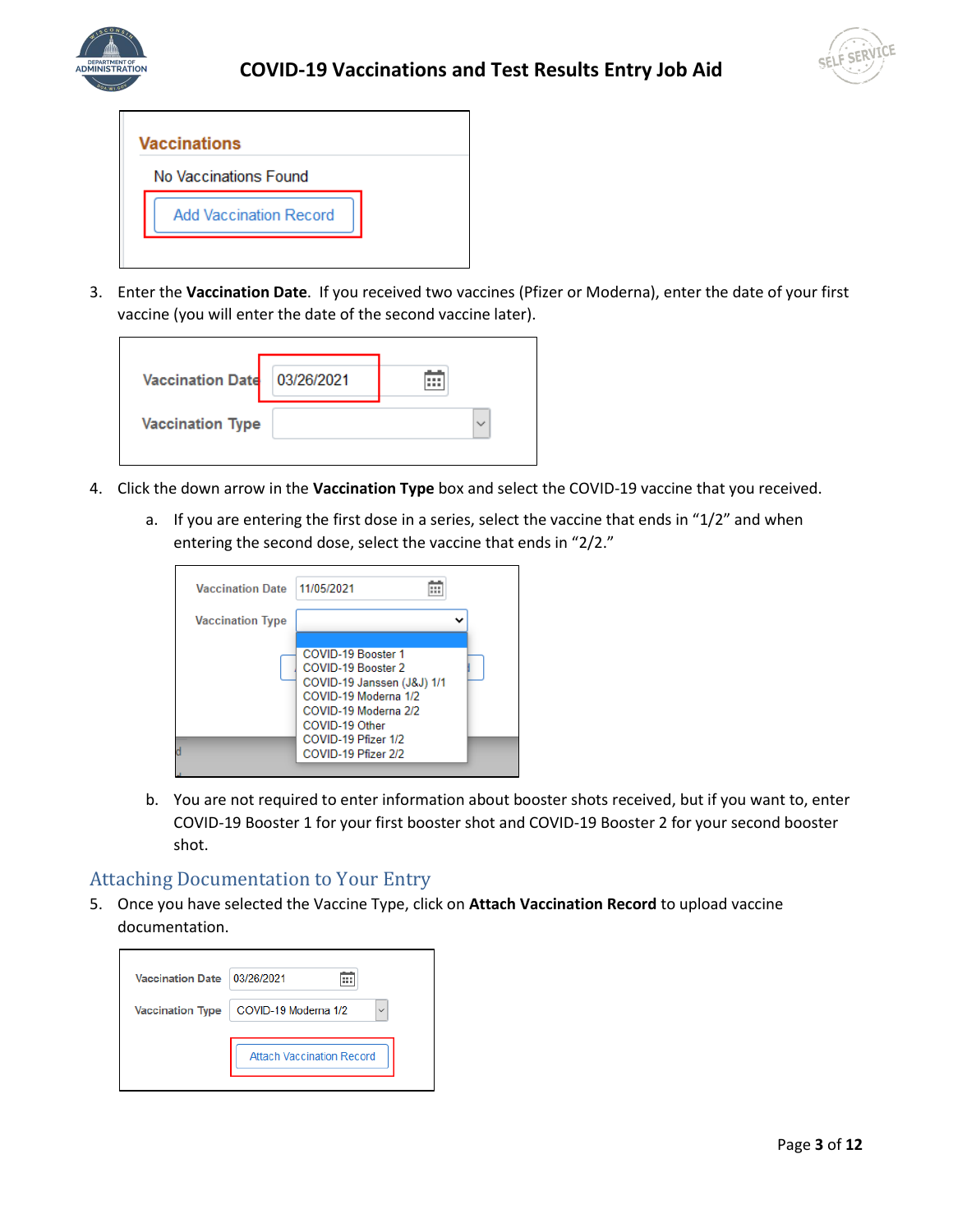3. Enter the **Vaccination Date**. If you received two vaccines (Pfizer or Moderna), enter the date of your first vaccine (you will enter the date of the second vaccine later).

4. Click the down arrow in the **Vaccination Type** box and select the COVID-19 vaccine that you received.

   a. If you are entering the first dose in a series, select the vaccine that ends in "1/2" and when entering the second dose, select the vaccine that ends in "2/2."

   b. You are not required to enter information about booster shots received, but if you want to, enter COVID-19 Booster 1 for your first booster shot and COVID-19 Booster 2 for your second booster shot.

## Attaching Documentation to Your Entry

5. Once you have selected the Vaccine Type, click on **Attach Vaccination Record** to upload vaccine documentation.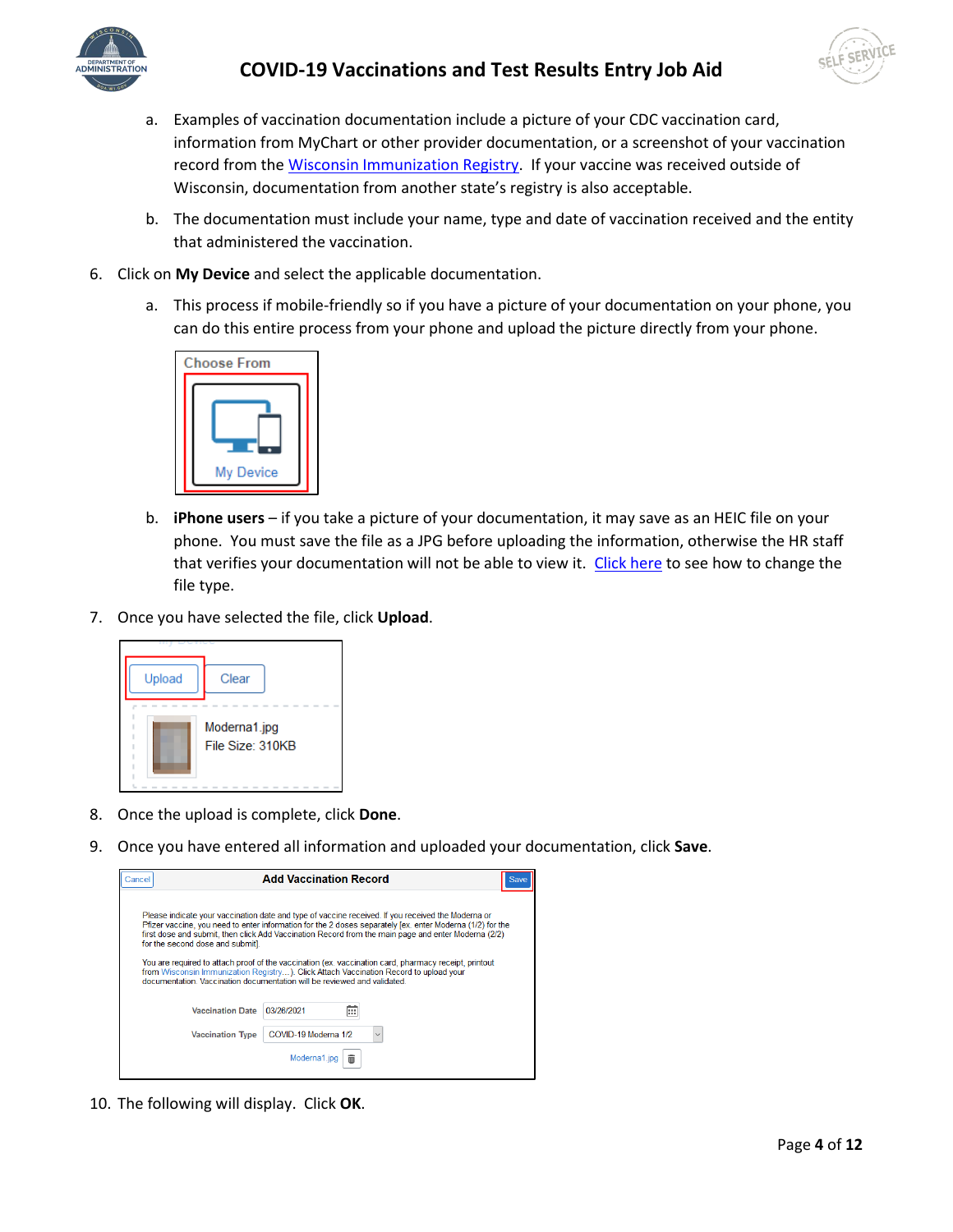a. Examples of vaccination documentation include a picture of your CDC vaccination card, information from MyChart or other provider documentation, or a screenshot of your vaccination record from the Wisconsin Immunization Registry. If your vaccine was received outside of Wisconsin, documentation from another state's registry is also acceptable.

   b. The documentation must include your name, type and date of vaccination received and the entity that administered the vaccination.

6. Click on **My Device** and select the applicable documentation.

   a. This process if mobile-friendly so if you have a picture of your documentation on your phone, you can do this entire process from your phone and upload the picture directly from your phone.

   b. **iPhone users** – if you take a picture of your documentation, it may save as an HEIC file on your phone. You must save the file as a JPG before uploading the information, otherwise the HR staff that verifies your documentation will not be able to view it. Click here to see how to change the file type.

7. Once you have selected the file, click **Upload**.

8. Once the upload is complete, click **Done**.

9. Once you have entered all information and uploaded your documentation, click **Save**.

10. The following will display. Click **OK**.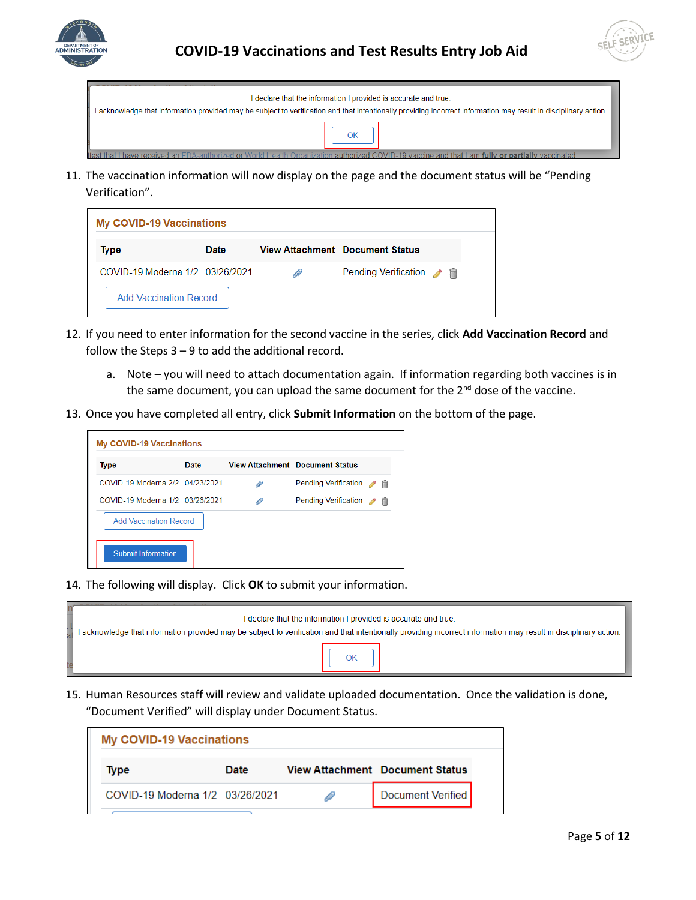I declare that the information I provided is accurate and true.
I acknowledge that information provided may be subject to verification and that intentionally providing incorrect information may result in disciplinary action.

OK

11. The vaccination information will now display on the page and the document status will be "Pending Verification".

**My COVID-19 Vaccinations**

| Type | Date | View Attachment | Document Status |
|---|---|---|---|
| COVID-19 Moderna 1/2 | 03/26/2021 | | Pending Verification |

Add Vaccination Record

12. If you need to enter information for the second vaccine in the series, click **Add Vaccination Record** and follow the Steps 3 – 9 to add the additional record.
    a. Note – you will need to attach documentation again. If information regarding both vaccines is in the same document, you can upload the same document for the 2nd dose of the vaccine.

13. Once you have completed all entry, click **Submit Information** on the bottom of the page.

**My COVID-19 Vaccinations**

| Type | Date | View Attachment | Document Status |
|---|---|---|---|
| COVID-19 Moderna 2/2 | 04/23/2021 | | Pending Verification |
| COVID-19 Moderna 1/2 | 03/26/2021 | | Pending Verification |

Add Vaccination Record

Submit Information

14. The following will display. Click **OK** to submit your information.

I declare that the information I provided is accurate and true.
I acknowledge that information provided may be subject to verification and that intentionally providing incorrect information may result in disciplinary action.

OK

15. Human Resources staff will review and validate uploaded documentation. Once the validation is done, "Document Verified" will display under Document Status.

**My COVID-19 Vaccinations**

| Type | Date | View Attachment | Document Status |
|---|---|---|---|
| COVID-19 Moderna 1/2 | 03/26/2021 | | Document Verified |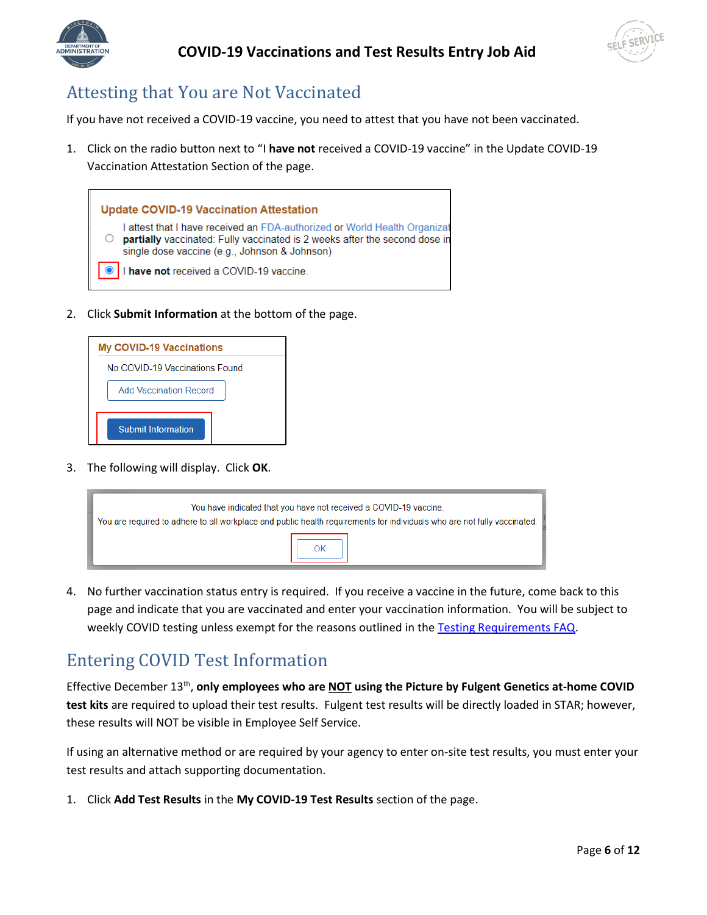## Attesting that You are Not Vaccinated

If you have not received a COVID-19 vaccine, you need to attest that you have not been vaccinated.

1. Click on the radio button next to "I **have not** received a COVID-19 vaccine" in the Update COVID-19 Vaccination Attestation Section of the page.

2. Click **Submit Information** at the bottom of the page.

3. The following will display. Click **OK**.

4. No further vaccination status entry is required. If you receive a vaccine in the future, come back to this page and indicate that you are vaccinated and enter your vaccination information. You will be subject to weekly COVID testing unless exempt for the reasons outlined in the Testing Requirements FAQ.

## Entering COVID Test Information

Effective December 13th, **only employees who are NOT using the Picture by Fulgent Genetics at-home COVID test kits** are required to upload their test results. Fulgent test results will be directly loaded in STAR; however, these results will NOT be visible in Employee Self Service.

If using an alternative method or are required by your agency to enter on-site test results, you must enter your test results and attach supporting documentation.

1. Click **Add Test Results** in the **My COVID-19 Test Results** section of the page.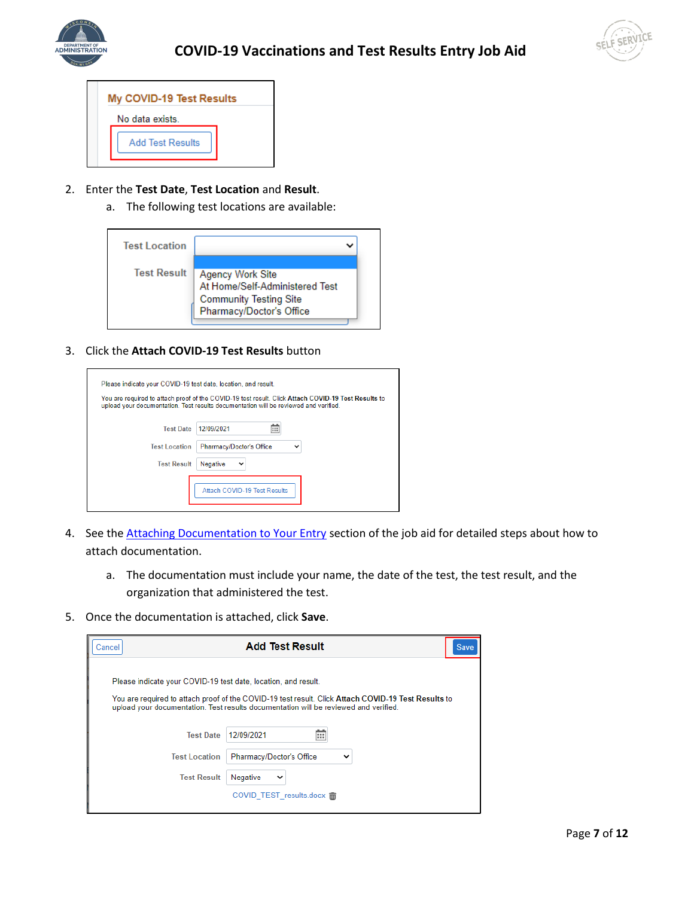2. Enter the **Test Date**, **Test Location** and **Result**.
   a. The following test locations are available:

3. Click the **Attach COVID-19 Test Results** button

4. See the [Attaching Documentation to Your Entry]() section of the job aid for detailed steps about how to attach documentation.
   a. The documentation must include your name, the date of the test, the test result, and the organization that administered the test.

5. Once the documentation is attached, click **Save**.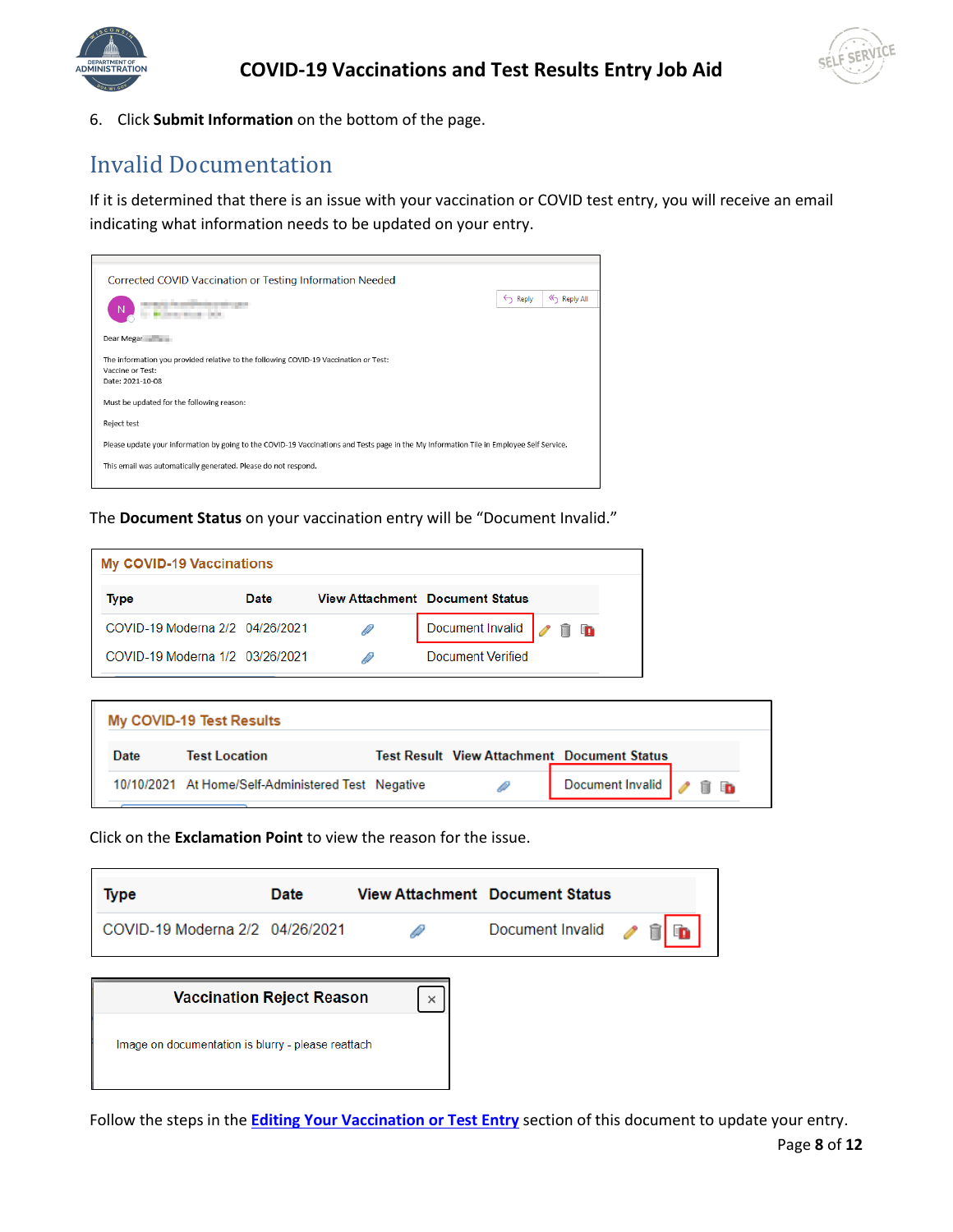6. Click **Submit Information** on the bottom of the page.

## Invalid Documentation

If it is determined that there is an issue with your vaccination or COVID test entry, you will receive an email indicating what information needs to be updated on your entry.

Corrected COVID Vaccination or Testing Information Needed

Dear Megan

The information you provided relative to the following COVID-19 Vaccination or Test:
Vaccine or Test:
Date: 2021-10-08

Must be updated for the following reason:

Reject test

Please update your information by going to the COVID-19 Vaccinations and Tests page in the My Information Tile in Employee Self Service.

This email was automatically generated. Please do not respond.

The **Document Status** on your vaccination entry will be "Document Invalid."

**My COVID-19 Vaccinations**

| Type | Date | View Attachment | Document Status |
|---|---|---|---|
| COVID-19 Moderna 2/2 | 04/26/2021 | | Document Invalid |
| COVID-19 Moderna 1/2 | 03/26/2021 | | Document Verified |

**My COVID-19 Test Results**

| Date | Test Location | Test Result | View Attachment | Document Status |
|---|---|---|---|---|
| 10/10/2021 | At Home/Self-Administered Test | Negative | | Document Invalid |

Click on the **Exclamation Point** to view the reason for the issue.

| Type | Date | View Attachment | Document Status |
|---|---|---|---|
| COVID-19 Moderna 2/2 | 04/26/2021 | | Document Invalid |

**Vaccination Reject Reason**

Image on documentation is blurry - please reattach

Follow the steps in the Editing Your Vaccination or Test Entry section of this document to update your entry.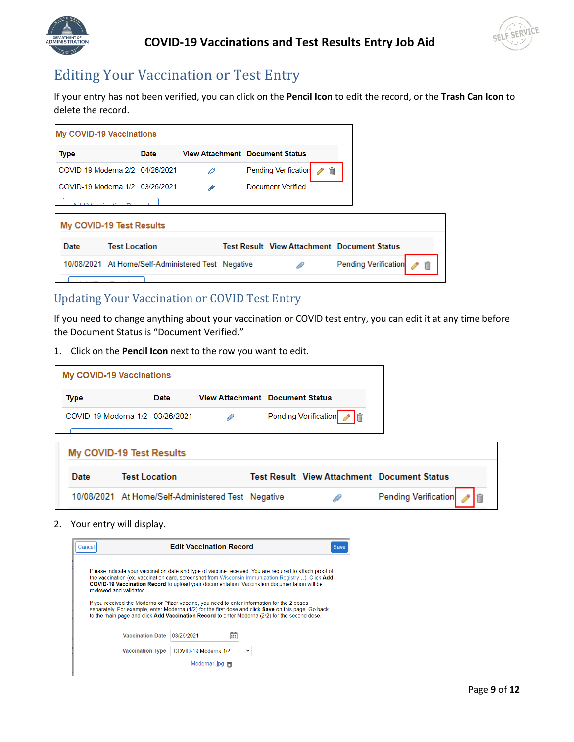## Editing Your Vaccination or Test Entry

If your entry has not been verified, you can click on the **Pencil Icon** to edit the record, or the **Trash Can Icon** to delete the record.

**My COVID-19 Vaccinations**

| Type | Date | View Attachment | Document Status |
|---|---|---|---|
| COVID-19 Moderna 2/2 | 04/26/2021 | | Pending Verification |
| COVID-19 Moderna 1/2 | 03/26/2021 | | Document Verified |

**My COVID-19 Test Results**

| Date | Test Location | Test Result | View Attachment | Document Status |
|---|---|---|---|---|
| 10/08/2021 | At Home/Self-Administered Test | Negative | | Pending Verification |

## Updating Your Vaccination or COVID Test Entry

If you need to change anything about your vaccination or COVID test entry, you can edit it at any time before the Document Status is "Document Verified."

1. Click on the **Pencil Icon** next to the row you want to edit.

**My COVID-19 Vaccinations**

| Type | Date | View Attachment | Document Status |
|---|---|---|---|
| COVID-19 Moderna 1/2 | 03/26/2021 | | Pending Verification |

**My COVID-19 Test Results**

| Date | Test Location | Test Result | View Attachment | Document Status |
|---|---|---|---|---|
| 10/08/2021 | At Home/Self-Administered Test | Negative | | Pending Verification |

2. Your entry will display.

**Edit Vaccination Record** (Cancel / Save)

Please indicate your vaccination date and type of vaccine received. You are required to attach proof of the vaccination (ex. vaccination card, screenshot from Wisconsin Immunization Registry...). Click **Add COVID-19 Vaccination Record** to upload your documentation. Vaccination documentation will be reviewed and validated.

If you received the Moderna or Pfizer vaccine, you need to enter information for the 2 doses separately. For example, enter Moderna (1/2) for the first dose and click **Save** on this page. Go back to the main page and click **Add Vaccination Record** to enter Moderna (2/2) for the second dose.

Vaccination Date: 03/26/2021

Vaccination Type: COVID-19 Moderna 1/2

Moderna1.jpg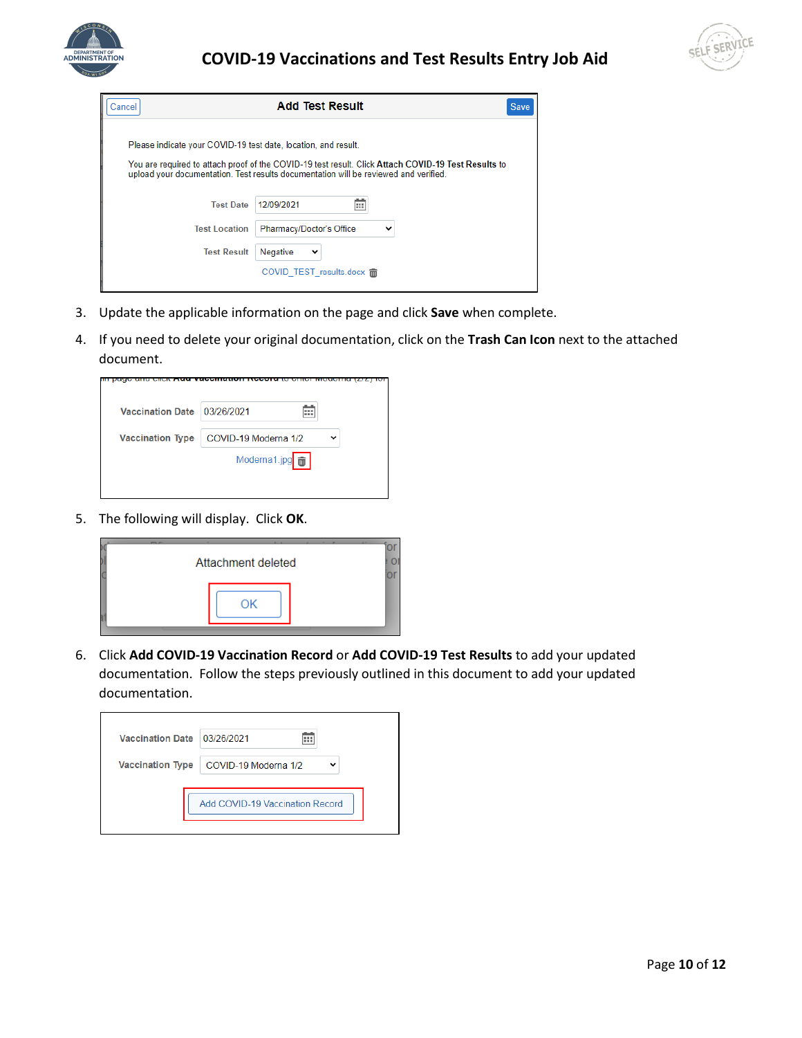3. Update the applicable information on the page and click **Save** when complete.
4. If you need to delete your original documentation, click on the **Trash Can Icon** next to the attached document.
5. The following will display. Click **OK**.
6. Click **Add COVID-19 Vaccination Record** or **Add COVID-19 Test Results** to add your updated documentation. Follow the steps previously outlined in this document to add your updated documentation.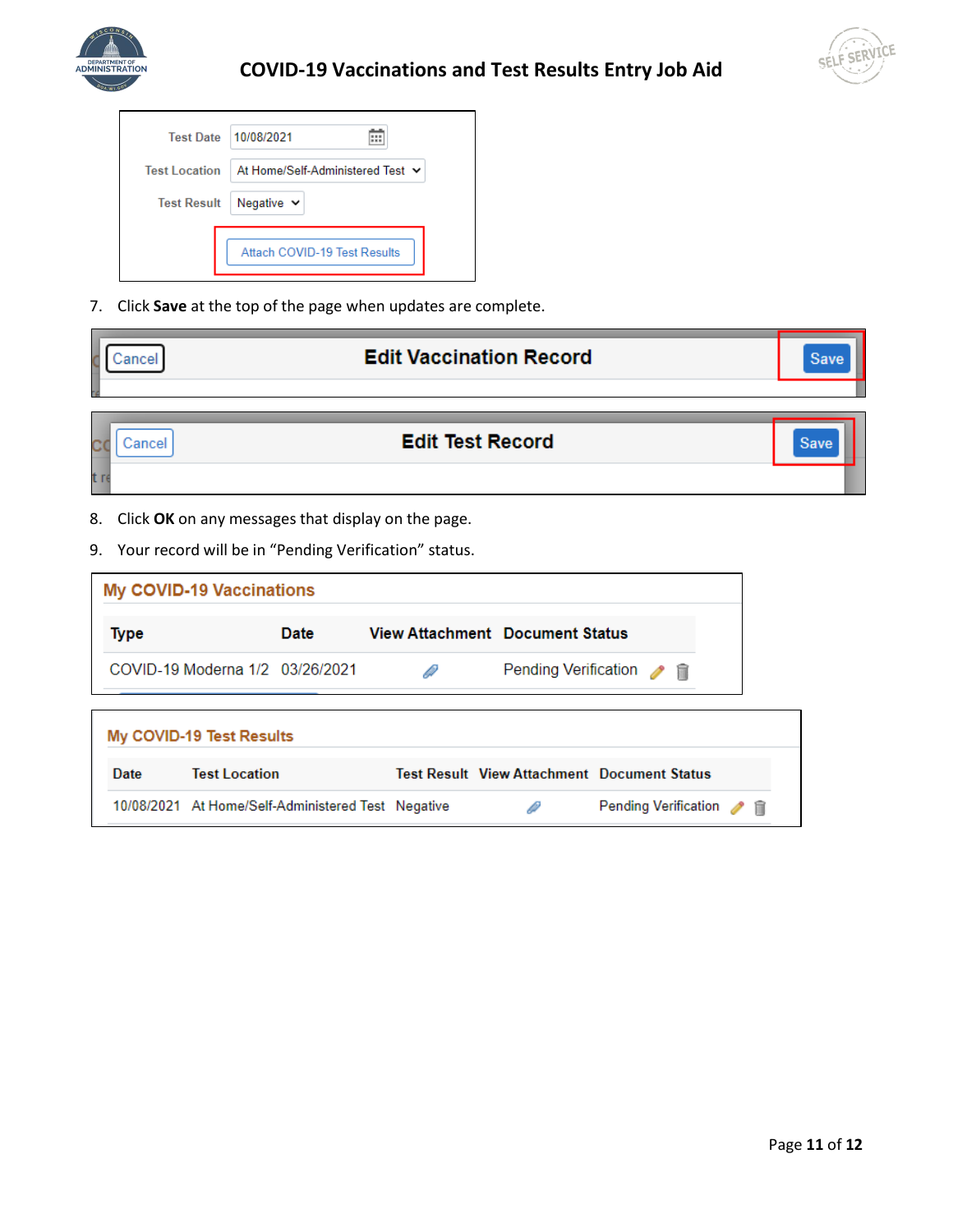| Test Date | 10/08/2021 |
|---|---|
| Test Location | At Home/Self-Administered Test |
| Test Result | Negative |

Attach COVID-19 Test Results

7. Click **Save** at the top of the page when updates are complete.

Cancel — Edit Vaccination Record — Save

Cancel — Edit Test Record — Save

8. Click **OK** on any messages that display on the page.
9. Your record will be in "Pending Verification" status.

**My COVID-19 Vaccinations**

| Type | Date | View Attachment | Document Status |
|---|---|---|---|
| COVID-19 Moderna 1/2 | 03/26/2021 | | Pending Verification |

**My COVID-19 Test Results**

| Date | Test Location | Test Result | View Attachment | Document Status |
|---|---|---|---|---|
| 10/08/2021 | At Home/Self-Administered Test | Negative | | Pending Verification |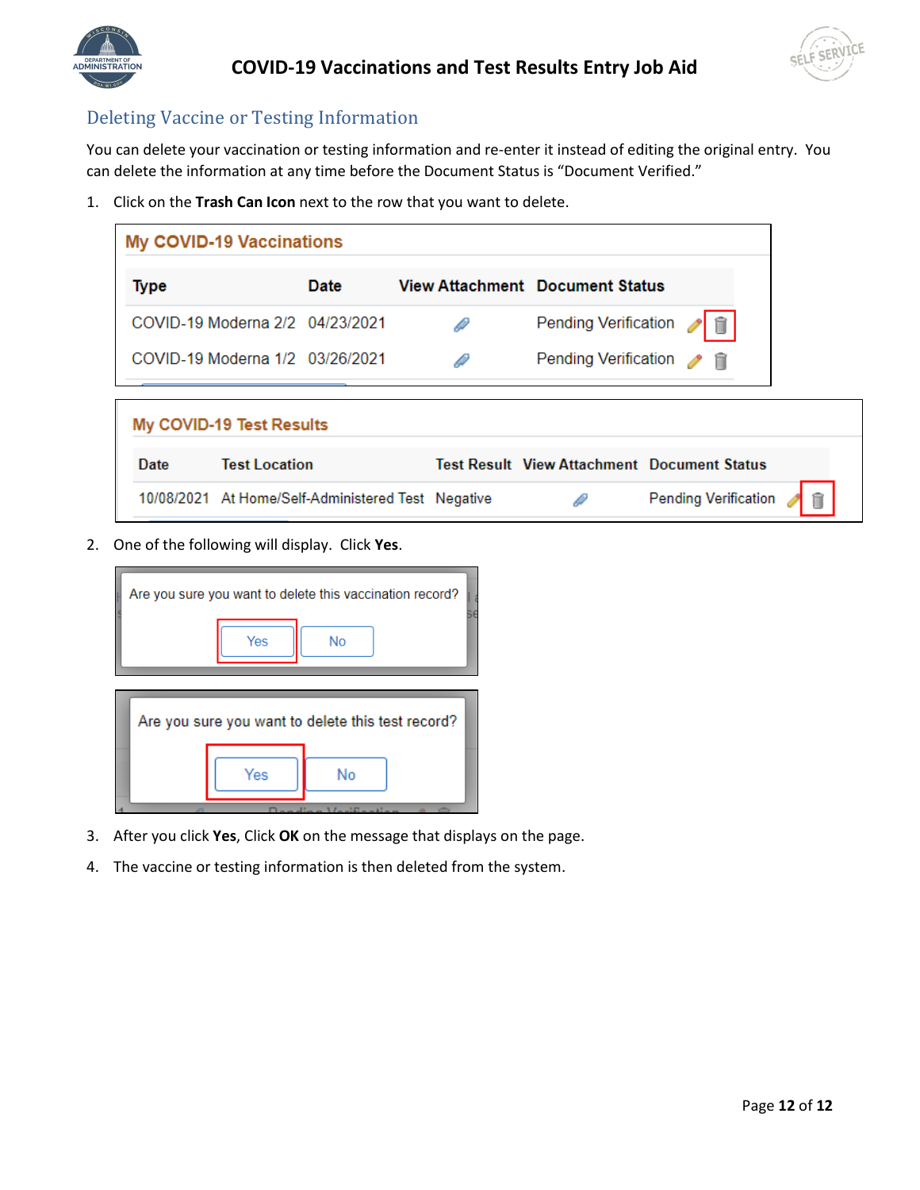## Deleting Vaccine or Testing Information

You can delete your vaccination or testing information and re-enter it instead of editing the original entry. You can delete the information at any time before the Document Status is "Document Verified."

1. Click on the **Trash Can Icon** next to the row that you want to delete.

**My COVID-19 Vaccinations**

| Type | Date | View Attachment | Document Status |
|---|---|---|---|
| COVID-19 Moderna 2/2 | 04/23/2021 | | Pending Verification |
| COVID-19 Moderna 1/2 | 03/26/2021 | | Pending Verification |

**My COVID-19 Test Results**

| Date | Test Location | Test Result | View Attachment | Document Status |
|---|---|---|---|---|
| 10/08/2021 | At Home/Self-Administered Test | Negative | | Pending Verification |

2. One of the following will display. Click **Yes**.

Are you sure you want to delete this vaccination record?

Yes No

Are you sure you want to delete this test record?

Yes No

3. After you click **Yes**, Click **OK** on the message that displays on the page.
4. The vaccine or testing information is then deleted from the system.